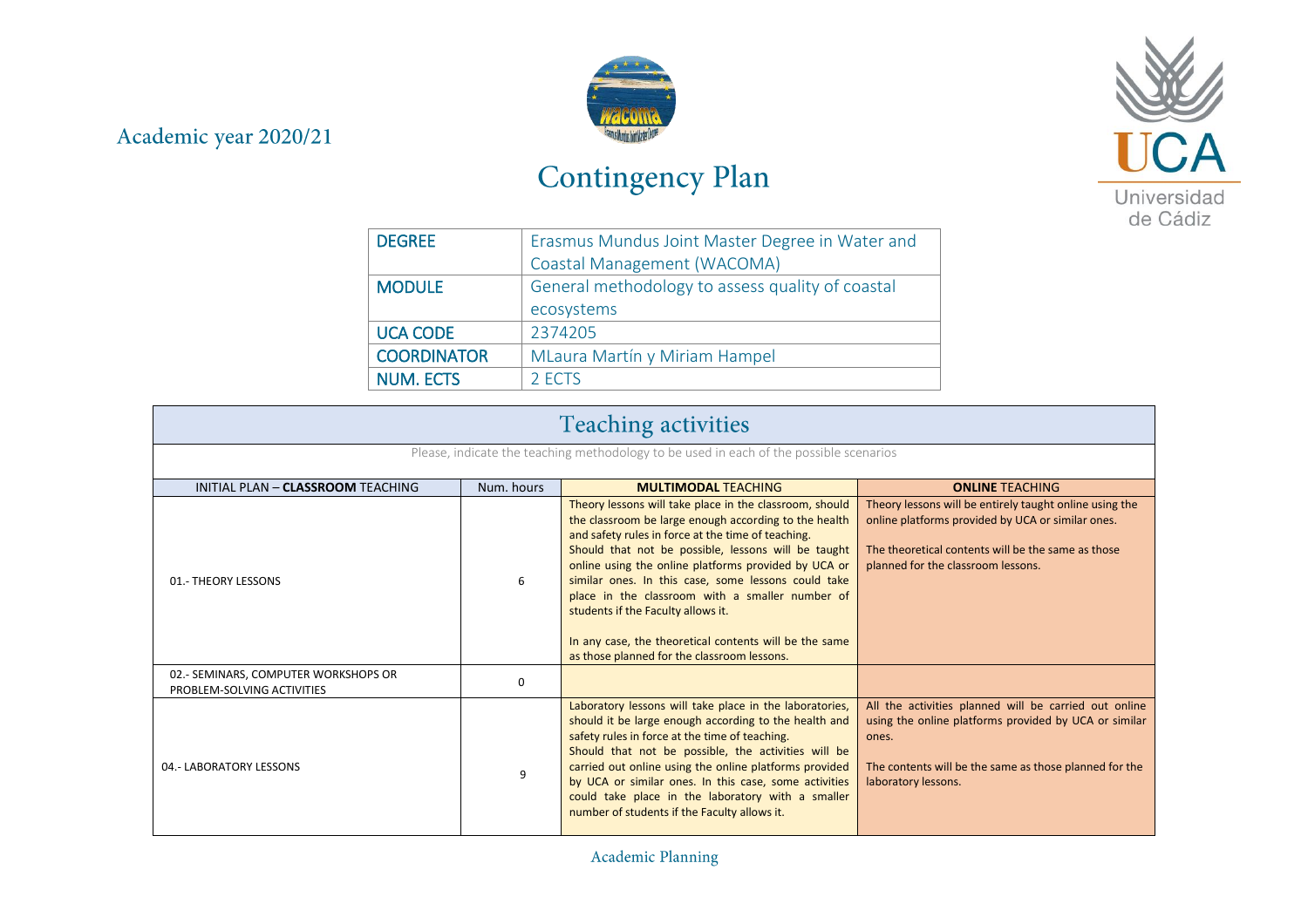Academic year 2020/21

# Contingency Plan

| DEGREE | Erasmus Mundus Joint Master Degree in Water and Coastal Management (WACOMA) |
|---|---|
| MODULE | General methodology to assess quality of coastal ecosystems |
| UCA CODE | 2374205 |
| COORDINATOR | MLaura Martín y Miriam Hampel |
| NUM. ECTS | 2 ECTS |

## Teaching activities

Please, indicate the teaching methodology to be used in each of the possible scenarios

| INITIAL PLAN – **CLASSROOM** TEACHING | Num. hours | **MULTIMODAL** TEACHING | **ONLINE** TEACHING |
|---|---|---|---|
| 01.- THEORY LESSONS | 6 | Theory lessons will take place in the classroom, should the classroom be large enough according to the health and safety rules in force at the time of teaching. Should that not be possible, lessons will be taught online using the online platforms provided by UCA or similar ones. In this case, some lessons could take place in the classroom with a smaller number of students if the Faculty allows it.<br><br>In any case, the theoretical contents will be the same as those planned for the classroom lessons. | Theory lessons will be entirely taught online using the online platforms provided by UCA or similar ones.<br><br>The theoretical contents will be the same as those planned for the classroom lessons. |
| 02.- SEMINARS, COMPUTER WORKSHOPS OR PROBLEM-SOLVING ACTIVITIES | 0 | | |
| 04.- LABORATORY LESSONS | 9 | Laboratory lessons will take place in the laboratories, should it be large enough according to the health and safety rules in force at the time of teaching. Should that not be possible, the activities will be carried out online using the online platforms provided by UCA or similar ones. In this case, some activities could take place in the laboratory with a smaller number of students if the Faculty allows it. | All the activities planned will be carried out online using the online platforms provided by UCA or similar ones.<br><br>The contents will be the same as those planned for the laboratory lessons. |

Academic Planning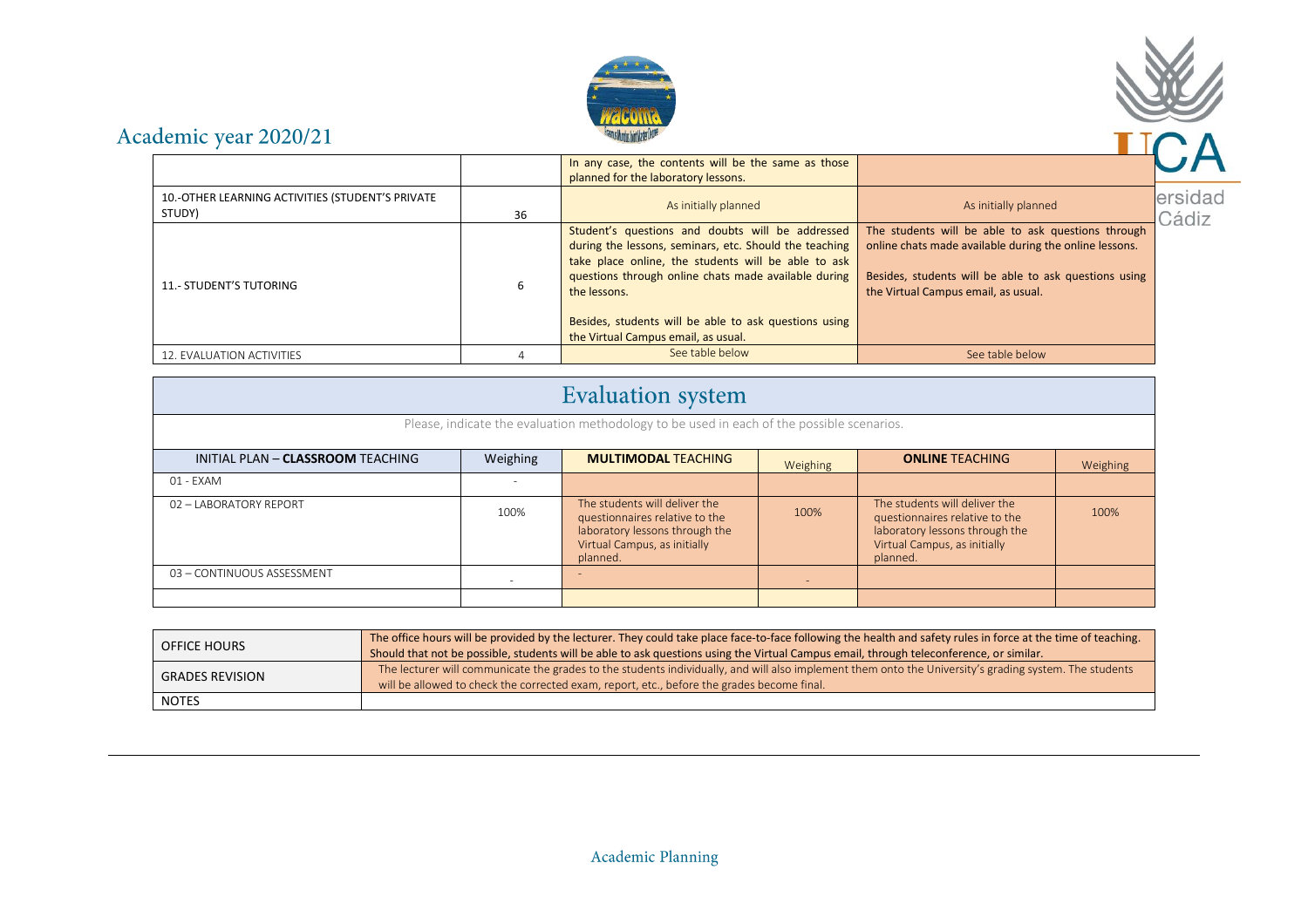Academic year 2020/21

| | | | |
|---|---|---|---|
| | | In any case, the contents will be the same as those planned for the laboratory lessons. | |
| 10.-OTHER LEARNING ACTIVITIES (STUDENT'S PRIVATE STUDY) | 36 | As initially planned | As initially planned |
| 11.- STUDENT'S TUTORING | 6 | Student's questions and doubts will be addressed during the lessons, seminars, etc. Should the teaching take place online, the students will be able to ask questions through online chats made available during the lessons.<br><br>Besides, students will be able to ask questions using the Virtual Campus email, as usual. | The students will be able to ask questions through online chats made available during the online lessons.<br><br>Besides, students will be able to ask questions using the Virtual Campus email, as usual. |
| 12. EVALUATION ACTIVITIES | 4 | See table below | See table below |

## Evaluation system

Please, indicate the evaluation methodology to be used in each of the possible scenarios.

| INITIAL PLAN – **CLASSROOM** TEACHING | Weighing | **MULTIMODAL** TEACHING | Weighing | **ONLINE** TEACHING | Weighing |
|---|---|---|---|---|---|
| 01 - EXAM | - | | | | |
| 02 – LABORATORY REPORT | 100% | The students will deliver the questionnaires relative to the laboratory lessons through the Virtual Campus, as initially planned. | 100% | The students will deliver the questionnaires relative to the laboratory lessons through the Virtual Campus, as initially planned. | 100% |
| 03 – CONTINUOUS ASSESSMENT | - | - | - | | |
| | | | | | |

| | |
|---|---|
| OFFICE HOURS | The office hours will be provided by the lecturer. They could take place face-to-face following the health and safety rules in force at the time of teaching. Should that not be possible, students will be able to ask questions using the Virtual Campus email, through teleconference, or similar. |
| GRADES REVISION | The lecturer will communicate the grades to the students individually, and will also implement them onto the University's grading system. The students will be allowed to check the corrected exam, report, etc., before the grades become final. |
| NOTES | |

Academic Planning